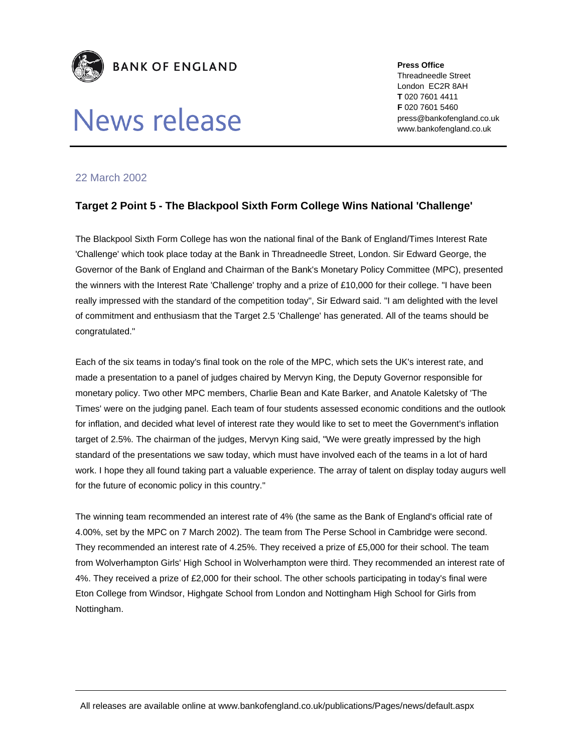**BANK OF ENGLAND**

# News release

**Press Office**
Threadneedle Street
London EC2R 8AH
**T** 020 7601 4411
**F** 020 7601 5460
press@bankofengland.co.uk
www.bankofengland.co.uk

22 March 2002

## Target 2 Point 5 - The Blackpool Sixth Form College Wins National 'Challenge'

The Blackpool Sixth Form College has won the national final of the Bank of England/Times Interest Rate 'Challenge' which took place today at the Bank in Threadneedle Street, London. Sir Edward George, the Governor of the Bank of England and Chairman of the Bank's Monetary Policy Committee (MPC), presented the winners with the Interest Rate 'Challenge' trophy and a prize of £10,000 for their college. "I have been really impressed with the standard of the competition today", Sir Edward said. "I am delighted with the level of commitment and enthusiasm that the Target 2.5 'Challenge' has generated. All of the teams should be congratulated."

Each of the six teams in today's final took on the role of the MPC, which sets the UK's interest rate, and made a presentation to a panel of judges chaired by Mervyn King, the Deputy Governor responsible for monetary policy. Two other MPC members, Charlie Bean and Kate Barker, and Anatole Kaletsky of 'The Times' were on the judging panel. Each team of four students assessed economic conditions and the outlook for inflation, and decided what level of interest rate they would like to set to meet the Government's inflation target of 2.5%. The chairman of the judges, Mervyn King said, "We were greatly impressed by the high standard of the presentations we saw today, which must have involved each of the teams in a lot of hard work. I hope they all found taking part a valuable experience. The array of talent on display today augurs well for the future of economic policy in this country."

The winning team recommended an interest rate of 4% (the same as the Bank of England's official rate of 4.00%, set by the MPC on 7 March 2002). The team from The Perse School in Cambridge were second. They recommended an interest rate of 4.25%. They received a prize of £5,000 for their school. The team from Wolverhampton Girls' High School in Wolverhampton were third. They recommended an interest rate of 4%. They received a prize of £2,000 for their school. The other schools participating in today's final were Eton College from Windsor, Highgate School from London and Nottingham High School for Girls from Nottingham.

All releases are available online at www.bankofengland.co.uk/publications/Pages/news/default.aspx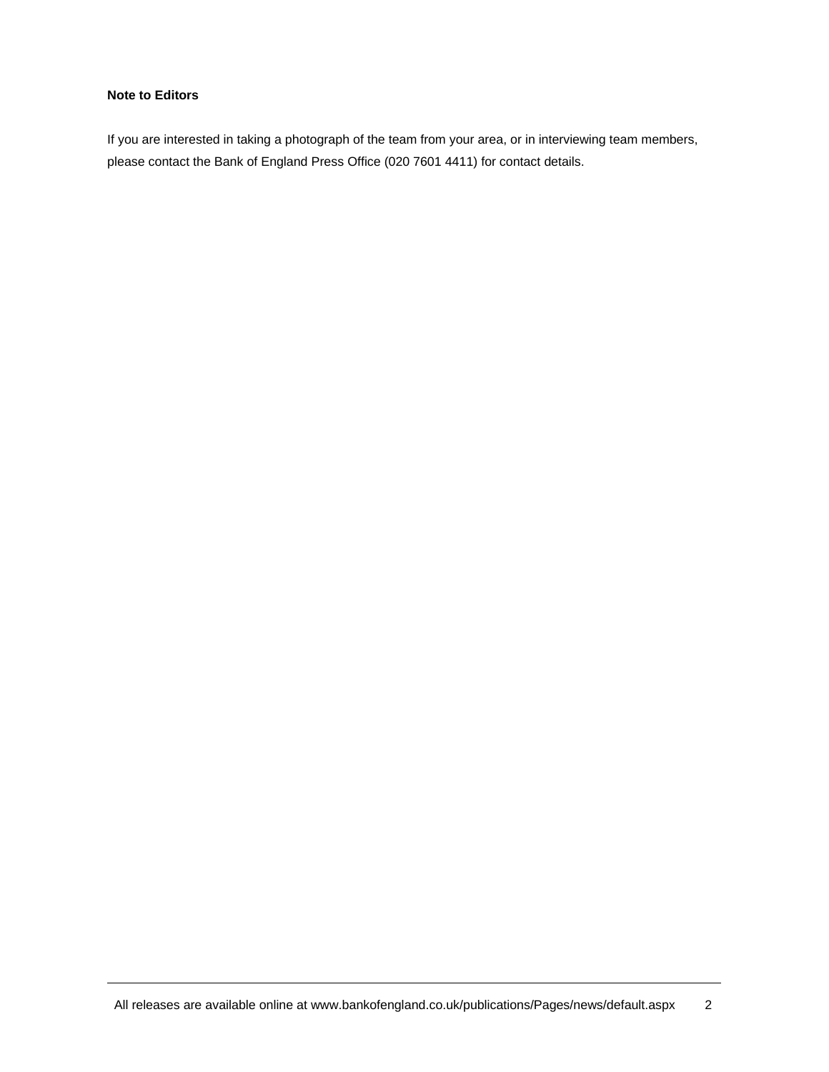**Note to Editors**

If you are interested in taking a photograph of the team from your area, or in interviewing team members, please contact the Bank of England Press Office (020 7601 4411) for contact details.